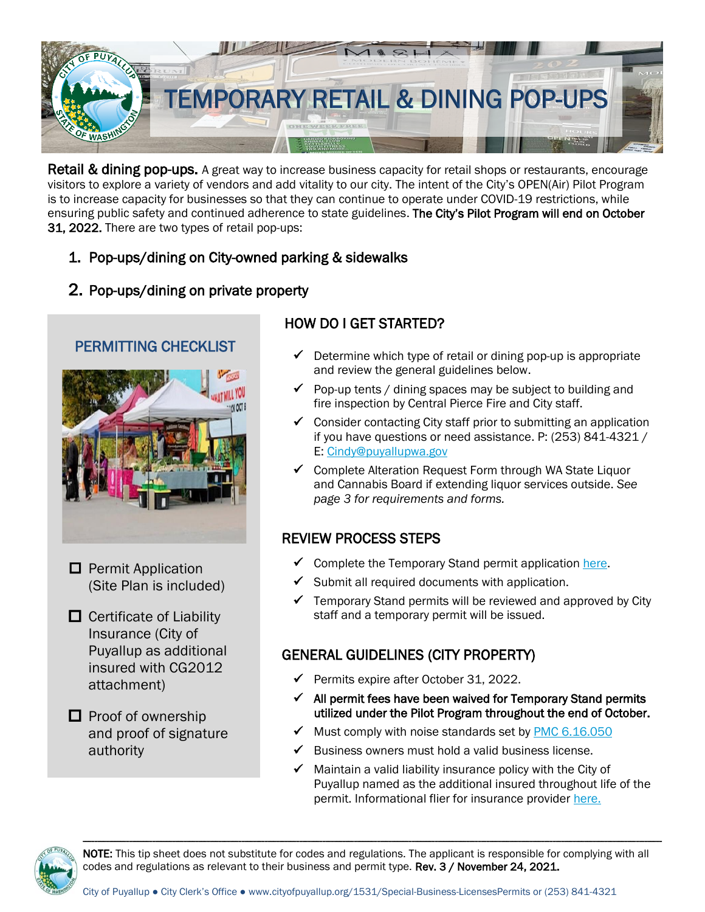# TEMPORARY RETAIL & DINING POP-UPS

**Retail & dining pop-ups.** A great way to increase business capacity for retail shops or restaurants, encourage visitors to explore a variety of vendors and add vitality to our city. The intent of the City's OPEN(Air) Pilot Program is to increase capacity for businesses so that they can continue to operate under COVID-19 restrictions, while ensuring public safety and continued adherence to state guidelines. **The City's Pilot Program will end on October 31, 2022.** There are two types of retail pop-ups:

1. Pop-ups/dining on City-owned parking & sidewalks
2. Pop-ups/dining on private property

## PERMITTING CHECKLIST

- ☐ Permit Application (Site Plan is included)
- ☐ Certificate of Liability Insurance (City of Puyallup as additional insured with CG2012 attachment)
- ☐ Proof of ownership and proof of signature authority

## HOW DO I GET STARTED?

- ✓ Determine which type of retail or dining pop-up is appropriate and review the general guidelines below.
- ✓ Pop-up tents / dining spaces may be subject to building and fire inspection by Central Pierce Fire and City staff.
- ✓ Consider contacting City staff prior to submitting an application if you have questions or need assistance. P: (253) 841-4321 / E: Cindy@puyallupwa.gov
- ✓ Complete Alteration Request Form through WA State Liquor and Cannabis Board if extending liquor services outside. *See page 3 for requirements and forms.*

## REVIEW PROCESS STEPS

- ✓ Complete the Temporary Stand permit application here.
- ✓ Submit all required documents with application.
- ✓ Temporary Stand permits will be reviewed and approved by City staff and a temporary permit will be issued.

## GENERAL GUIDELINES (CITY PROPERTY)

- ✓ Permits expire after October 31, 2022.
- ✓ **All permit fees have been waived for Temporary Stand permits utilized under the Pilot Program throughout the end of October.**
- ✓ Must comply with noise standards set by PMC 6.16.050
- ✓ Business owners must hold a valid business license.
- ✓ Maintain a valid liability insurance policy with the City of Puyallup named as the additional insured throughout life of the permit. Informational flier for insurance provider here.

---

**NOTE:** This tip sheet does not substitute for codes and regulations. The applicant is responsible for complying with all codes and regulations as relevant to their business and permit type. **Rev. 3 / November 24, 2021.**

City of Puyallup ● City Clerk's Office ● www.cityofpuyallup.org/1531/Special-Business-LicensesPermits or (253) 841-4321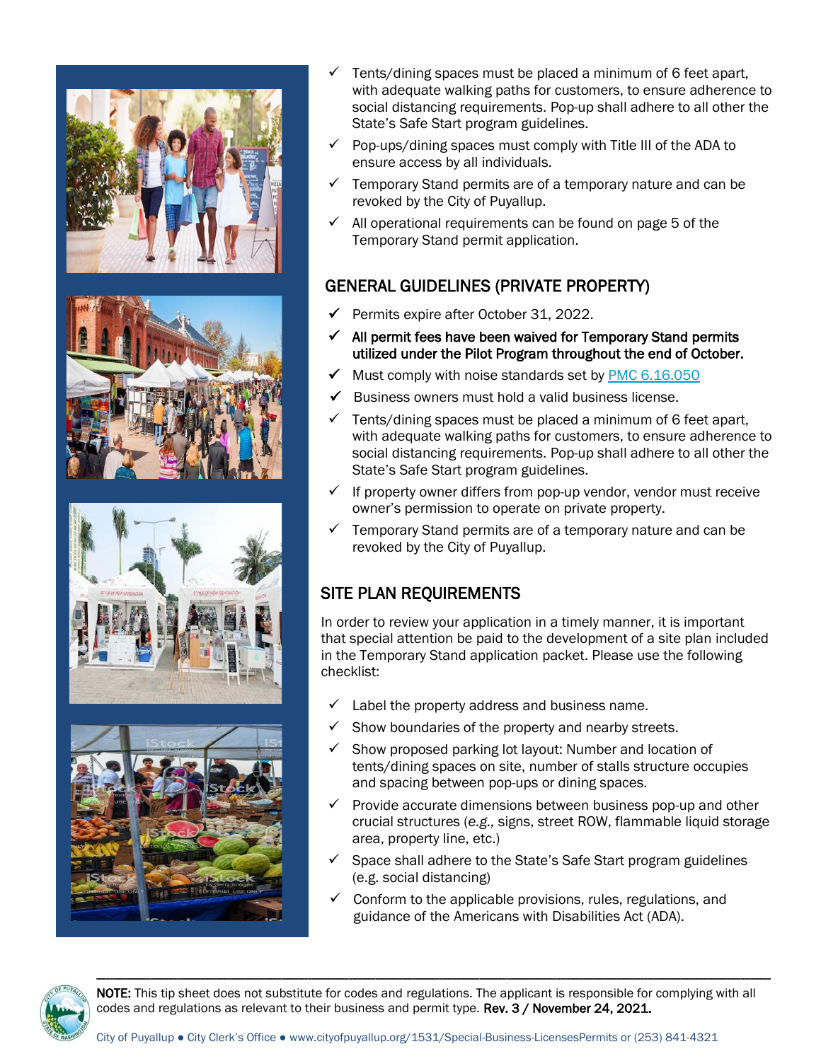- ✓ Tents/dining spaces must be placed a minimum of 6 feet apart, with adequate walking paths for customers, to ensure adherence to social distancing requirements. Pop-up shall adhere to all other the State's Safe Start program guidelines.
- ✓ Pop-ups/dining spaces must comply with Title III of the ADA to ensure access by all individuals.
- ✓ Temporary Stand permits are of a temporary nature and can be revoked by the City of Puyallup.
- ✓ All operational requirements can be found on page 5 of the Temporary Stand permit application.

## GENERAL GUIDELINES (PRIVATE PROPERTY)

- ✓ Permits expire after October 31, 2022.
- ✓ **All permit fees have been waived for Temporary Stand permits utilized under the Pilot Program throughout the end of October.**
- ✓ Must comply with noise standards set by PMC 6.16.050
- ✓ Business owners must hold a valid business license.
- ✓ Tents/dining spaces must be placed a minimum of 6 feet apart, with adequate walking paths for customers, to ensure adherence to social distancing requirements. Pop-up shall adhere to all other the State's Safe Start program guidelines.
- ✓ If property owner differs from pop-up vendor, vendor must receive owner's permission to operate on private property.
- ✓ Temporary Stand permits are of a temporary nature and can be revoked by the City of Puyallup.

## SITE PLAN REQUIREMENTS

In order to review your application in a timely manner, it is important that special attention be paid to the development of a site plan included in the Temporary Stand application packet. Please use the following checklist:

- ✓ Label the property address and business name.
- ✓ Show boundaries of the property and nearby streets.
- ✓ Show proposed parking lot layout: Number and location of tents/dining spaces on site, number of stalls structure occupies and spacing between pop-ups or dining spaces.
- ✓ Provide accurate dimensions between business pop-up and other crucial structures (*e.g.,* signs, street ROW, flammable liquid storage area, property line, etc.)
- ✓ Space shall adhere to the State's Safe Start program guidelines (e.g. social distancing)
- ✓ Conform to the applicable provisions, rules, regulations, and guidance of the Americans with Disabilities Act (ADA).

---

**NOTE:** This tip sheet does not substitute for codes and regulations. The applicant is responsible for complying with all codes and regulations as relevant to their business and permit type. **Rev. 3 / November 24, 2021.**

City of Puyallup ● City Clerk's Office ● www.cityofpuyallup.org/1531/Special-Business-LicensesPermits or (253) 841-4321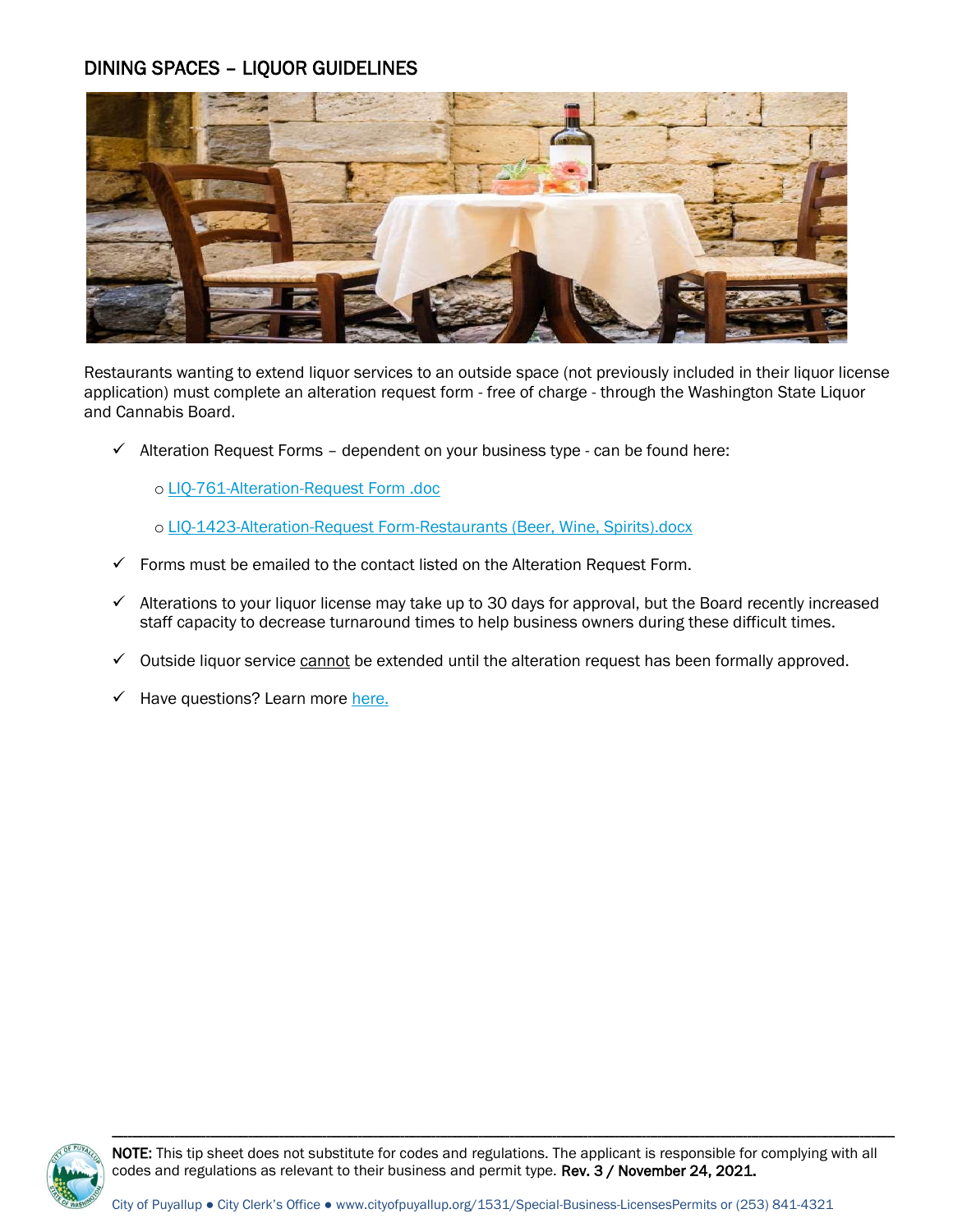## DINING SPACES – LIQUOR GUIDELINES

Restaurants wanting to extend liquor services to an outside space (not previously included in their liquor license application) must complete an alteration request form - free of charge - through the Washington State Liquor and Cannabis Board.

- ✓ Alteration Request Forms – dependent on your business type - can be found here:
  - LIQ-761-Alteration-Request Form .doc
  - LIQ-1423-Alteration-Request Form-Restaurants (Beer, Wine, Spirits).docx
- ✓ Forms must be emailed to the contact listed on the Alteration Request Form.
- ✓ Alterations to your liquor license may take up to 30 days for approval, but the Board recently increased staff capacity to decrease turnaround times to help business owners during these difficult times.
- ✓ Outside liquor service cannot be extended until the alteration request has been formally approved.
- ✓ Have questions? Learn more here.

**NOTE:** This tip sheet does not substitute for codes and regulations. The applicant is responsible for complying with all codes and regulations as relevant to their business and permit type. **Rev. 3 / November 24, 2021.**

City of Puyallup ● City Clerk's Office ● www.cityofpuyallup.org/1531/Special-Business-LicensesPermits or (253) 841-4321